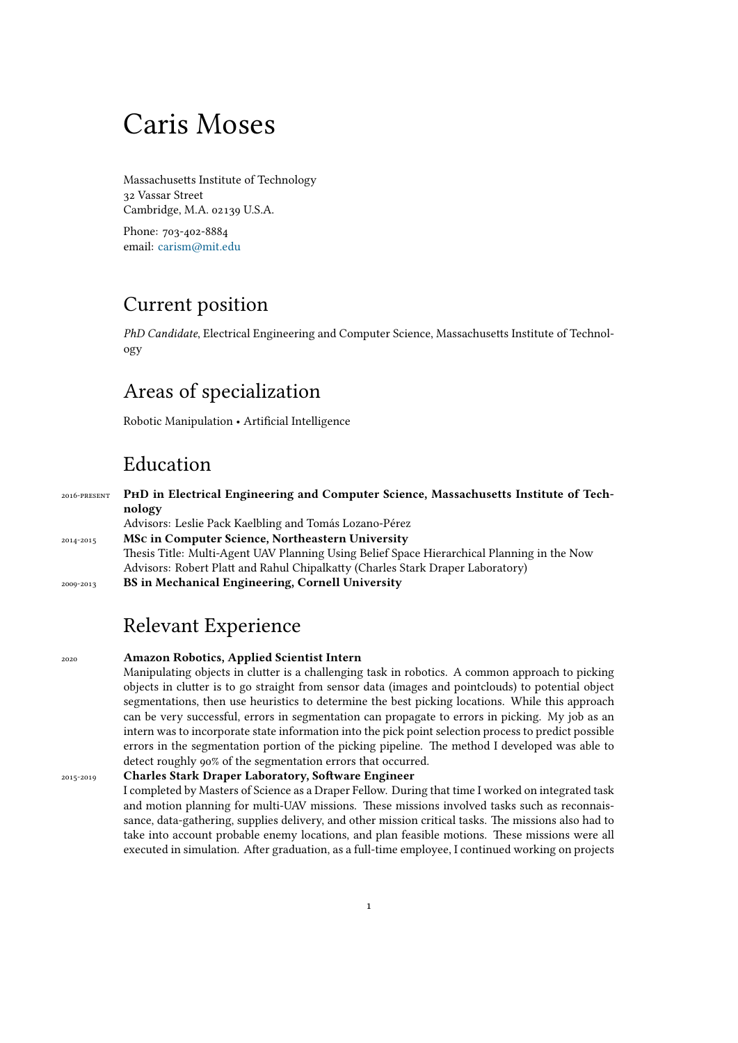# Caris Moses

Massachusetts Institute of Technology
32 Vassar Street
Cambridge, M.A. 02139 U.S.A.

Phone: 703-402-8884
email: carism@mit.edu

## Current position

*PhD Candidate*, Electrical Engineering and Computer Science, Massachusetts Institute of Technology

## Areas of specialization

Robotic Manipulation • Artificial Intelligence

## Education

2016-PRESENT **PhD in Electrical Engineering and Computer Science, Massachusetts Institute of Technology**
Advisors: Leslie Pack Kaelbling and Tomás Lozano-Pérez

2014-2015 **MSc in Computer Science, Northeastern University**
Thesis Title: Multi-Agent UAV Planning Using Belief Space Hierarchical Planning in the Now
Advisors: Robert Platt and Rahul Chipalkatty (Charles Stark Draper Laboratory)

2009-2013 **BS in Mechanical Engineering, Cornell University**

## Relevant Experience

2020 **Amazon Robotics, Applied Scientist Intern**
Manipulating objects in clutter is a challenging task in robotics. A common approach to picking objects in clutter is to go straight from sensor data (images and pointclouds) to potential object segmentations, then use heuristics to determine the best picking locations. While this approach can be very successful, errors in segmentation can propagate to errors in picking. My job as an intern was to incorporate state information into the pick point selection process to predict possible errors in the segmentation portion of the picking pipeline. The method I developed was able to detect roughly 90% of the segmentation errors that occurred.

2015-2019 **Charles Stark Draper Laboratory, Software Engineer**
I completed by Masters of Science as a Draper Fellow. During that time I worked on integrated task and motion planning for multi-UAV missions. These missions involved tasks such as reconnaissance, data-gathering, supplies delivery, and other mission critical tasks. The missions also had to take into account probable enemy locations, and plan feasible motions. These missions were all executed in simulation. After graduation, as a full-time employee, I continued working on projects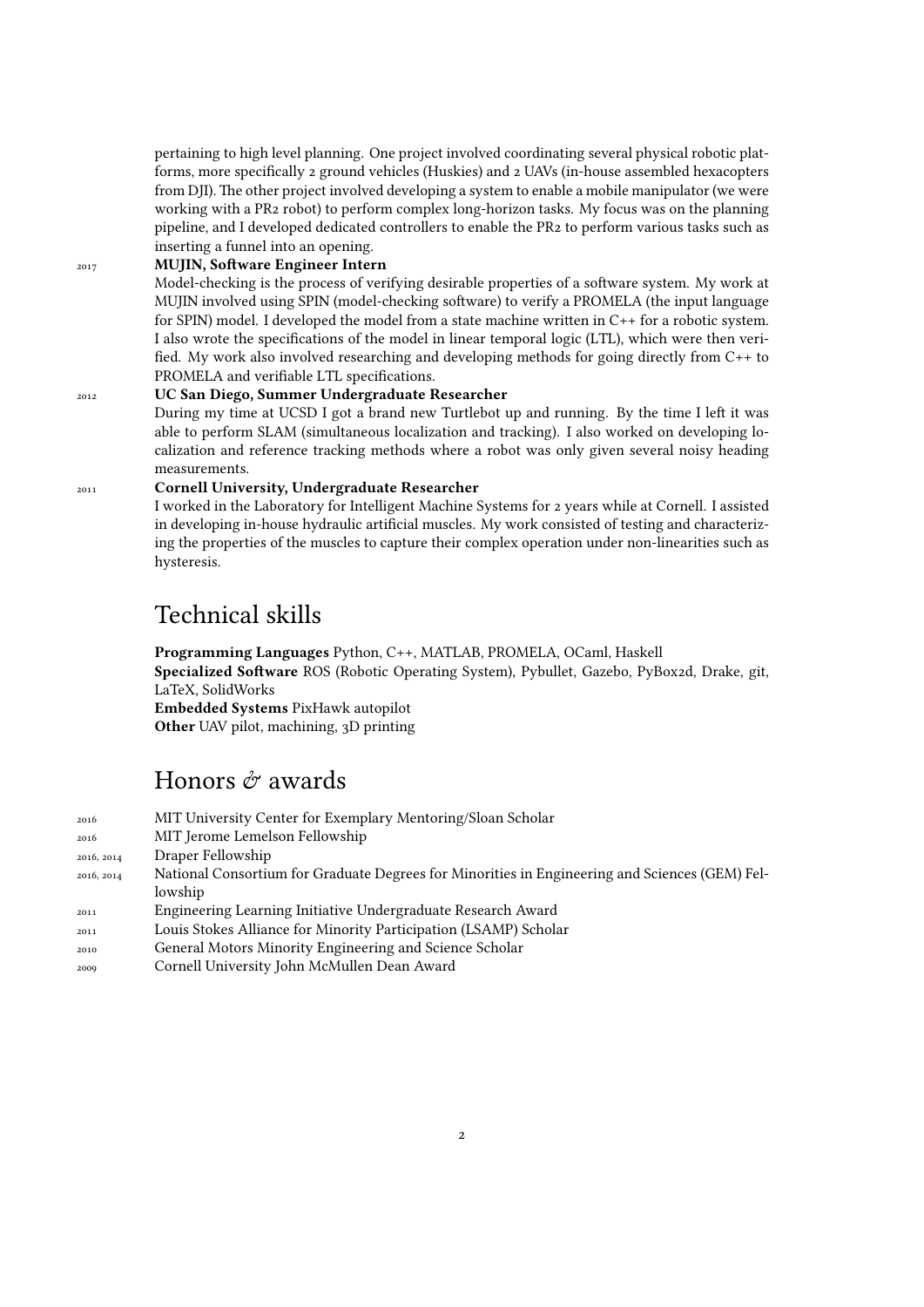pertaining to high level planning. One project involved coordinating several physical robotic platforms, more specifically 2 ground vehicles (Huskies) and 2 UAVs (in-house assembled hexacopters from DJI). The other project involved developing a system to enable a mobile manipulator (we were working with a PR2 robot) to perform complex long-horizon tasks. My focus was on the planning pipeline, and I developed dedicated controllers to enable the PR2 to perform various tasks such as inserting a funnel into an opening.

2017 **MUJIN, Software Engineer Intern**
Model-checking is the process of verifying desirable properties of a software system. My work at MUJIN involved using SPIN (model-checking software) to verify a PROMELA (the input language for SPIN) model. I developed the model from a state machine written in C++ for a robotic system. I also wrote the specifications of the model in linear temporal logic (LTL), which were then verified. My work also involved researching and developing methods for going directly from C++ to PROMELA and verifiable LTL specifications.

2012 **UC San Diego, Summer Undergraduate Researcher**
During my time at UCSD I got a brand new Turtlebot up and running. By the time I left it was able to perform SLAM (simultaneous localization and tracking). I also worked on developing localization and reference tracking methods where a robot was only given several noisy heading measurements.

2011 **Cornell University, Undergraduate Researcher**
I worked in the Laboratory for Intelligent Machine Systems for 2 years while at Cornell. I assisted in developing in-house hydraulic artificial muscles. My work consisted of testing and characterizing the properties of the muscles to capture their complex operation under non-linearities such as hysteresis.

# Technical skills

**Programming Languages** Python, C++, MATLAB, PROMELA, OCaml, Haskell
**Specialized Software** ROS (Robotic Operating System), Pybullet, Gazebo, PyBox2d, Drake, git, LaTeX, SolidWorks
**Embedded Systems** PixHawk autopilot
**Other** UAV pilot, machining, 3D printing

# Honors & awards

- 2016 MIT University Center for Exemplary Mentoring/Sloan Scholar
- 2016 MIT Jerome Lemelson Fellowship
- 2016, 2014 Draper Fellowship
- 2016, 2014 National Consortium for Graduate Degrees for Minorities in Engineering and Sciences (GEM) Fellowship
- 2011 Engineering Learning Initiative Undergraduate Research Award
- 2011 Louis Stokes Alliance for Minority Participation (LSAMP) Scholar
- 2010 General Motors Minority Engineering and Science Scholar
- 2009 Cornell University John McMullen Dean Award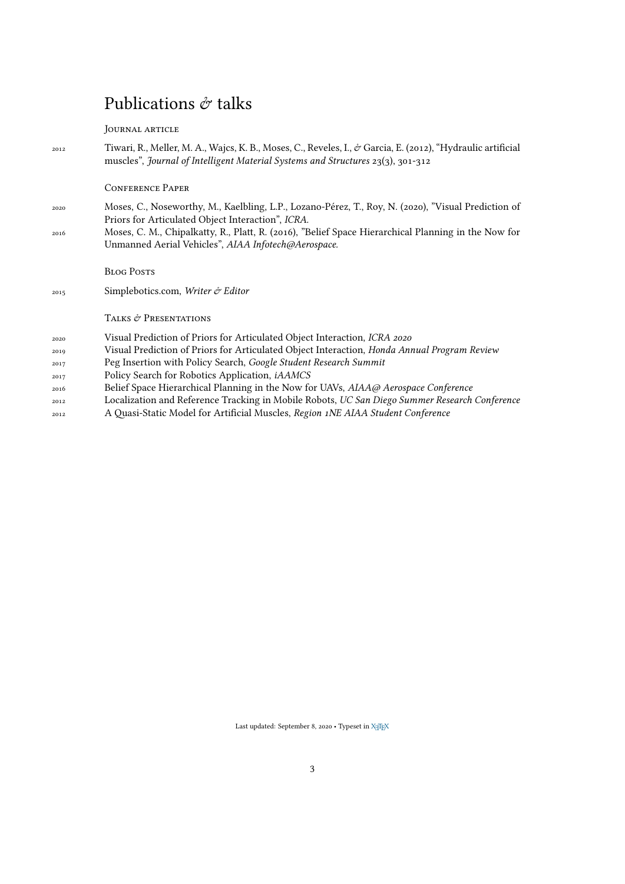# Publications & talks

### Journal article

2012 Tiwari, R., Meller, M. A., Wajcs, K. B., Moses, C., Reveles, I., & Garcia, E. (2012), "Hydraulic artificial muscles", *Journal of Intelligent Material Systems and Structures* 23(3), 301-312

### Conference Paper

2020 Moses, C., Noseworthy, M., Kaelbling, L.P., Lozano-Pérez, T., Roy, N. (2020), "Visual Prediction of Priors for Articulated Object Interaction", *ICRA*.

2016 Moses, C. M., Chipalkatty, R., Platt, R. (2016), "Belief Space Hierarchical Planning in the Now for Unmanned Aerial Vehicles", *AIAA Infotech@Aerospace.*

### Blog Posts

2015 Simplebotics.com, *Writer & Editor*

### Talks & Presentations

2020 Visual Prediction of Priors for Articulated Object Interaction, *ICRA 2020*

2019 Visual Prediction of Priors for Articulated Object Interaction, *Honda Annual Program Review*

2017 Peg Insertion with Policy Search, *Google Student Research Summit*

2017 Policy Search for Robotics Application, *iAAMCS*

2016 Belief Space Hierarchical Planning in the Now for UAVs, *AIAA@ Aerospace Conference*

2012 Localization and Reference Tracking in Mobile Robots, *UC San Diego Summer Research Conference*

2012 A Quasi-Static Model for Artificial Muscles, *Region 1NE AIAA Student Conference*

Last updated: September 8, 2020 • Typeset in XeTeX